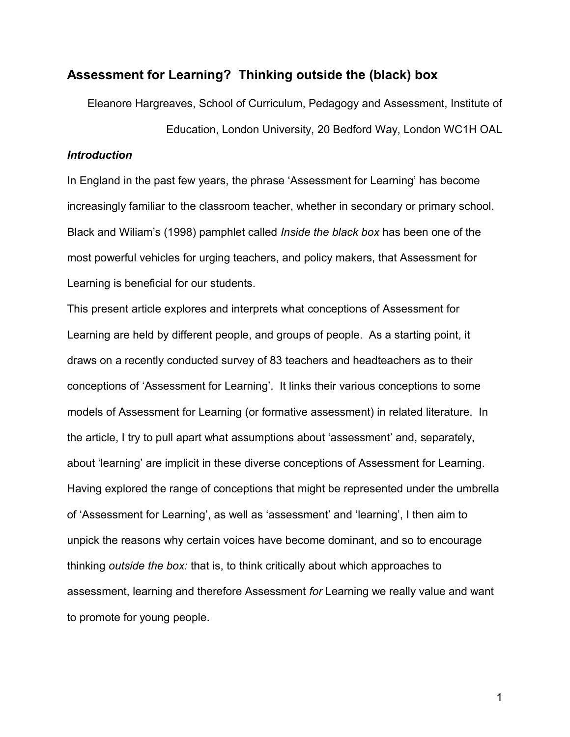# Assessment for Learning? Thinking outside the (black) box

Eleanore Hargreaves, School of Curriculum, Pedagogy and Assessment, Institute of Education, London University, 20 Bedford Way, London WC1H OAL

### *Introduction*

In England in the past few years, the phrase 'Assessment for Learning' has become increasingly familiar to the classroom teacher, whether in secondary or primary school. Black and Wiliam's (1998) pamphlet called *Inside the black box* has been one of the most powerful vehicles for urging teachers, and policy makers, that Assessment for Learning is beneficial for our students.

This present article explores and interprets what conceptions of Assessment for Learning are held by different people, and groups of people. As a starting point, it draws on a recently conducted survey of 83 teachers and headteachers as to their conceptions of 'Assessment for Learning'. It links their various conceptions to some models of Assessment for Learning (or formative assessment) in related literature. In the article, I try to pull apart what assumptions about 'assessment' and, separately, about 'learning' are implicit in these diverse conceptions of Assessment for Learning. Having explored the range of conceptions that might be represented under the umbrella of 'Assessment for Learning', as well as 'assessment' and 'learning', I then aim to unpick the reasons why certain voices have become dominant, and so to encourage thinking *outside the box:* that is, to think critically about which approaches to assessment, learning and therefore Assessment *for* Learning we really value and want to promote for young people.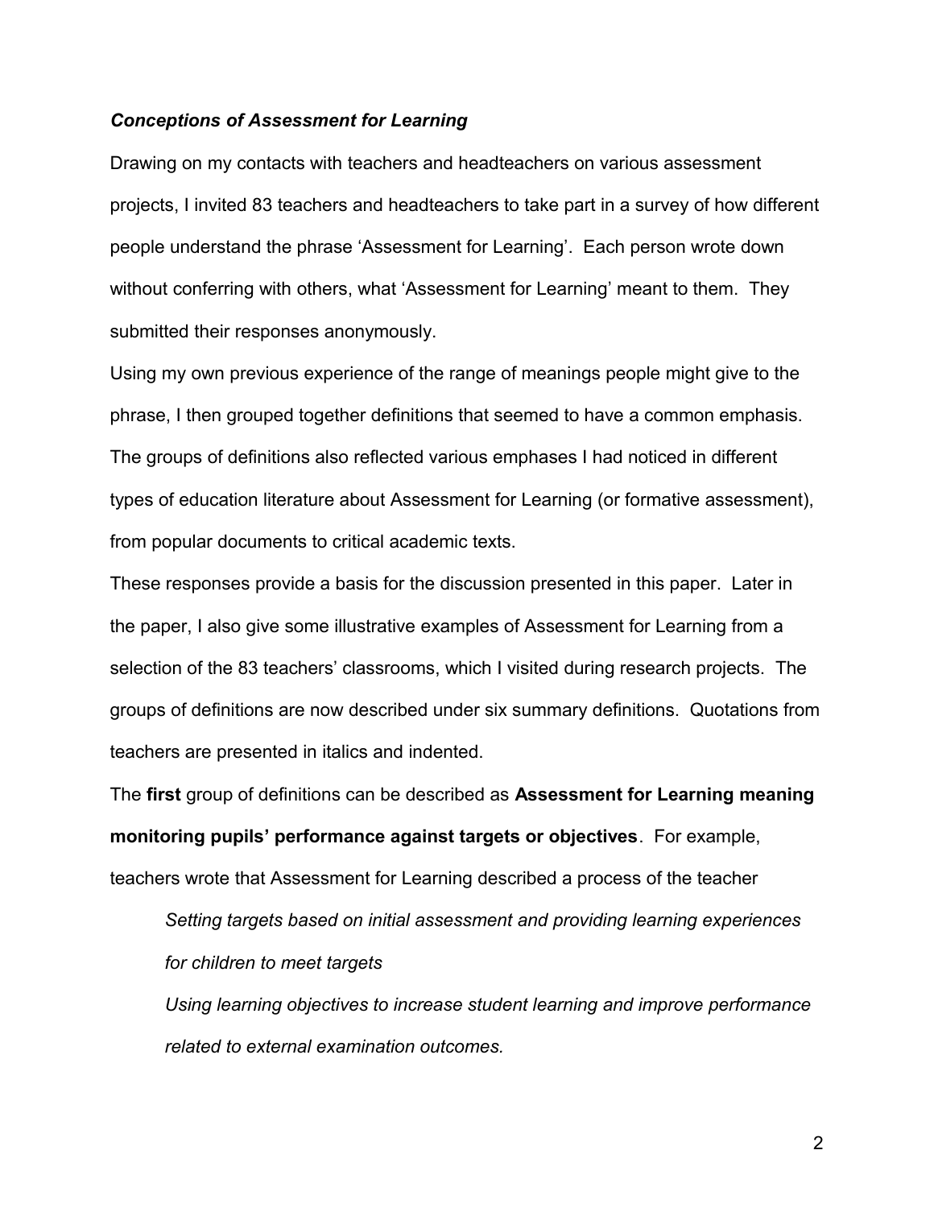***Conceptions of Assessment for Learning***

Drawing on my contacts with teachers and headteachers on various assessment projects, I invited 83 teachers and headteachers to take part in a survey of how different people understand the phrase 'Assessment for Learning'. Each person wrote down without conferring with others, what 'Assessment for Learning' meant to them. They submitted their responses anonymously.

Using my own previous experience of the range of meanings people might give to the phrase, I then grouped together definitions that seemed to have a common emphasis. The groups of definitions also reflected various emphases I had noticed in different types of education literature about Assessment for Learning (or formative assessment), from popular documents to critical academic texts.

These responses provide a basis for the discussion presented in this paper. Later in the paper, I also give some illustrative examples of Assessment for Learning from a selection of the 83 teachers' classrooms, which I visited during research projects. The groups of definitions are now described under six summary definitions. Quotations from teachers are presented in italics and indented.

The **first** group of definitions can be described as **Assessment for Learning meaning monitoring pupils' performance against targets or objectives**. For example, teachers wrote that Assessment for Learning described a process of the teacher

> *Setting targets based on initial assessment and providing learning experiences for children to meet targets*
>
> *Using learning objectives to increase student learning and improve performance related to external examination outcomes.*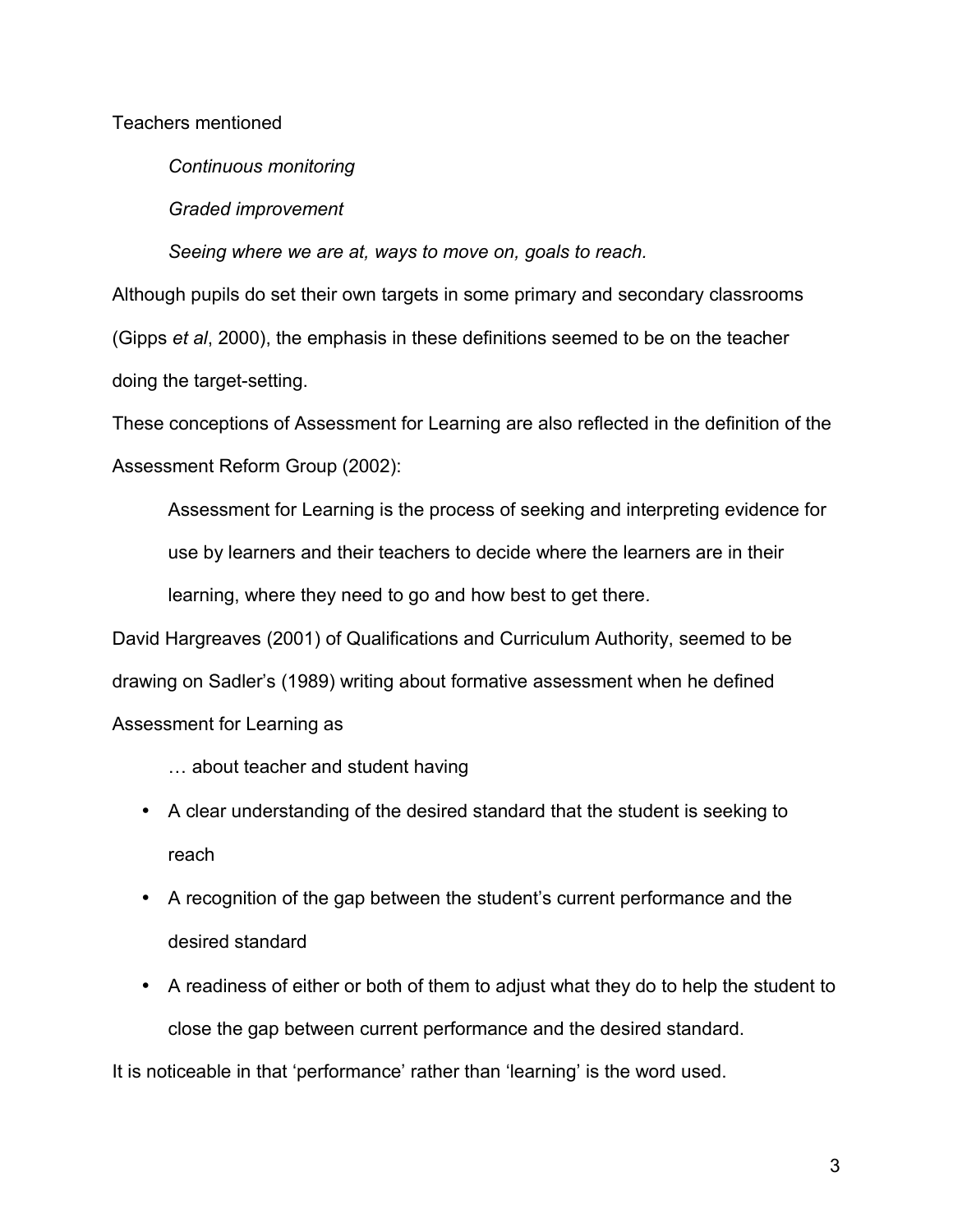Teachers mentioned

> *Continuous monitoring*
>
> *Graded improvement*
>
> *Seeing where we are at, ways to move on, goals to reach.*

Although pupils do set their own targets in some primary and secondary classrooms (Gipps *et al*, 2000), the emphasis in these definitions seemed to be on the teacher doing the target-setting.

These conceptions of Assessment for Learning are also reflected in the definition of the Assessment Reform Group (2002):

> Assessment for Learning is the process of seeking and interpreting evidence for use by learners and their teachers to decide where the learners are in their learning, where they need to go and how best to get there.

David Hargreaves (2001) of Qualifications and Curriculum Authority, seemed to be drawing on Sadler's (1989) writing about formative assessment when he defined Assessment for Learning as

> … about teacher and student having
>
> - A clear understanding of the desired standard that the student is seeking to reach
> - A recognition of the gap between the student's current performance and the desired standard
> - A readiness of either or both of them to adjust what they do to help the student to close the gap between current performance and the desired standard.

It is noticeable in that 'performance' rather than 'learning' is the word used.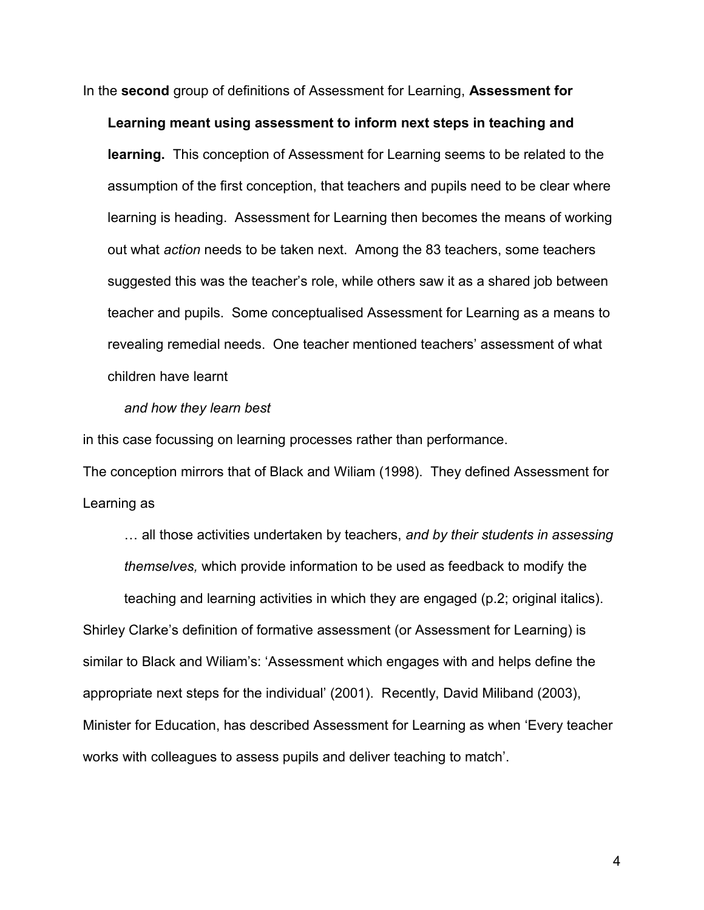In the **second** group of definitions of Assessment for Learning, **Assessment for Learning meant using assessment to inform next steps in teaching and learning.** This conception of Assessment for Learning seems to be related to the assumption of the first conception, that teachers and pupils need to be clear where learning is heading. Assessment for Learning then becomes the means of working out what *action* needs to be taken next. Among the 83 teachers, some teachers suggested this was the teacher's role, while others saw it as a shared job between teacher and pupils. Some conceptualised Assessment for Learning as a means to revealing remedial needs. One teacher mentioned teachers' assessment of what children have learnt

> *and how they learn best*

in this case focussing on learning processes rather than performance.

The conception mirrors that of Black and Wiliam (1998). They defined Assessment for Learning as

> … all those activities undertaken by teachers, *and by their students in assessing themselves,* which provide information to be used as feedback to modify the teaching and learning activities in which they are engaged (p.2; original italics).

Shirley Clarke's definition of formative assessment (or Assessment for Learning) is similar to Black and Wiliam's: 'Assessment which engages with and helps define the appropriate next steps for the individual' (2001). Recently, David Miliband (2003), Minister for Education, has described Assessment for Learning as when 'Every teacher works with colleagues to assess pupils and deliver teaching to match'.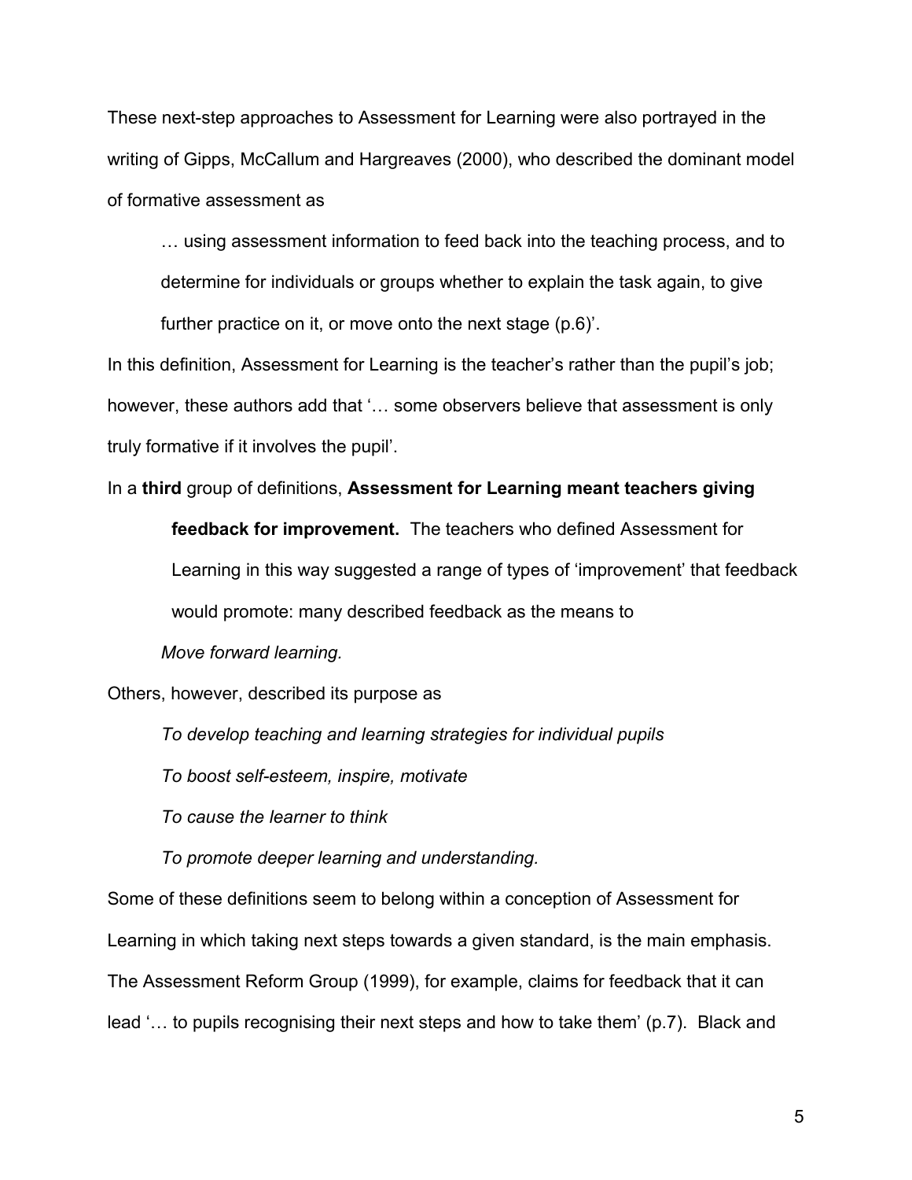These next-step approaches to Assessment for Learning were also portrayed in the writing of Gipps, McCallum and Hargreaves (2000), who described the dominant model of formative assessment as

> … using assessment information to feed back into the teaching process, and to determine for individuals or groups whether to explain the task again, to give further practice on it, or move onto the next stage (p.6)'.

In this definition, Assessment for Learning is the teacher's rather than the pupil's job; however, these authors add that '… some observers believe that assessment is only truly formative if it involves the pupil'.

In a **third** group of definitions, **Assessment for Learning meant teachers giving feedback for improvement.** The teachers who defined Assessment for Learning in this way suggested a range of types of 'improvement' that feedback would promote: many described feedback as the means to

> *Move forward learning.*

Others, however, described its purpose as

> *To develop teaching and learning strategies for individual pupils*
>
> *To boost self-esteem, inspire, motivate*
>
> *To cause the learner to think*
>
> *To promote deeper learning and understanding.*

Some of these definitions seem to belong within a conception of Assessment for Learning in which taking next steps towards a given standard, is the main emphasis. The Assessment Reform Group (1999), for example, claims for feedback that it can lead '… to pupils recognising their next steps and how to take them' (p.7). Black and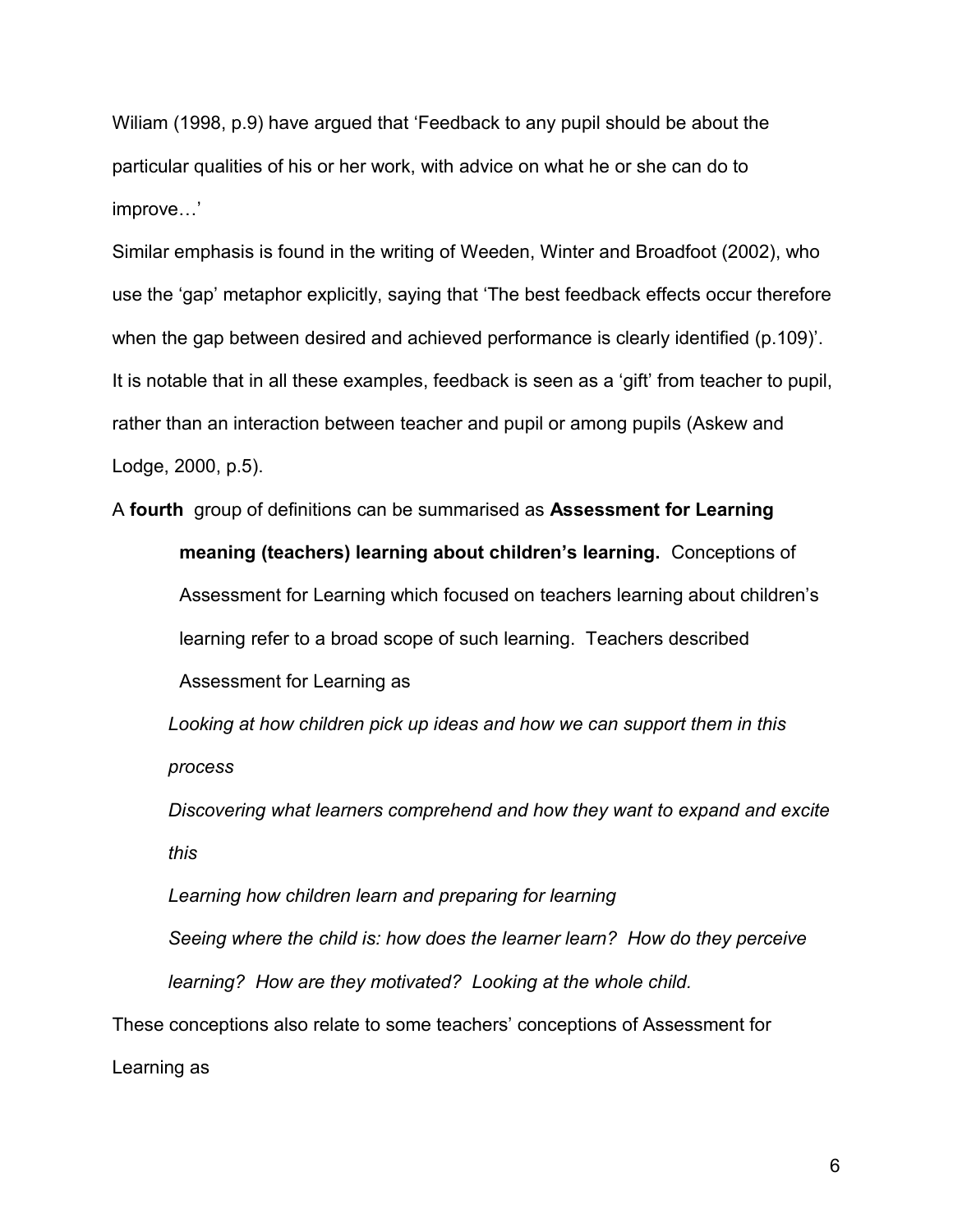Wiliam (1998, p.9) have argued that 'Feedback to any pupil should be about the particular qualities of his or her work, with advice on what he or she can do to improve…'

Similar emphasis is found in the writing of Weeden, Winter and Broadfoot (2002), who use the 'gap' metaphor explicitly, saying that 'The best feedback effects occur therefore when the gap between desired and achieved performance is clearly identified (p.109)'. It is notable that in all these examples, feedback is seen as a 'gift' from teacher to pupil, rather than an interaction between teacher and pupil or among pupils (Askew and Lodge, 2000, p.5).

A **fourth** group of definitions can be summarised as **Assessment for Learning meaning (teachers) learning about children's learning.** Conceptions of Assessment for Learning which focused on teachers learning about children's learning refer to a broad scope of such learning. Teachers described Assessment for Learning as

*Looking at how children pick up ideas and how we can support them in this process*

*Discovering what learners comprehend and how they want to expand and excite this*

*Learning how children learn and preparing for learning*

*Seeing where the child is: how does the learner learn? How do they perceive learning? How are they motivated? Looking at the whole child.*

These conceptions also relate to some teachers' conceptions of Assessment for Learning as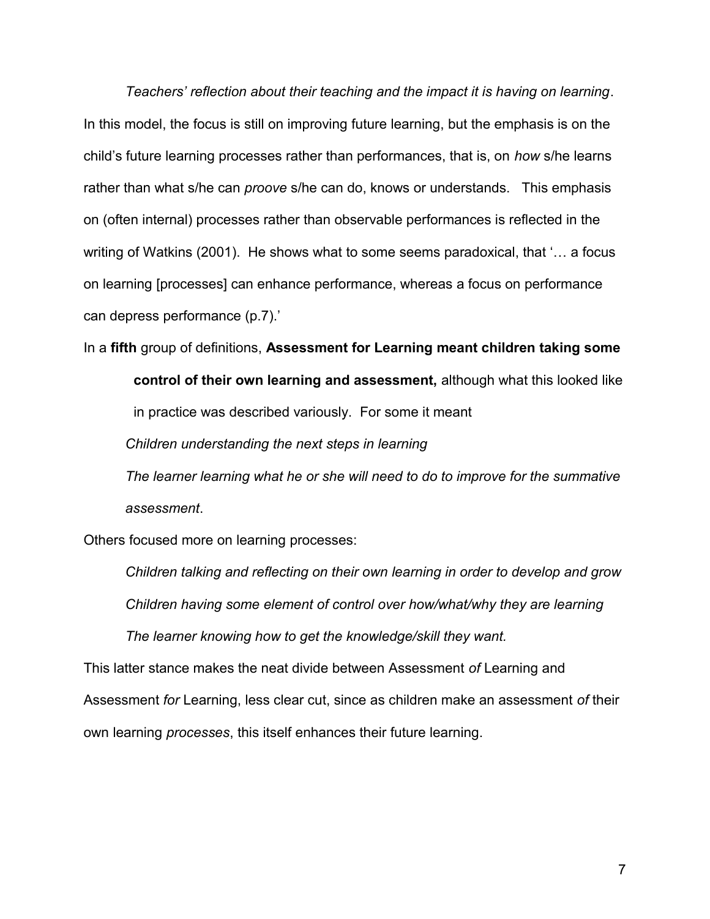*Teachers' reflection about their teaching and the impact it is having on learning*. In this model, the focus is still on improving future learning, but the emphasis is on the child's future learning processes rather than performances, that is, on *how* s/he learns rather than what s/he can *proove* s/he can do, knows or understands. This emphasis on (often internal) processes rather than observable performances is reflected in the writing of Watkins (2001). He shows what to some seems paradoxical, that '… a focus on learning [processes] can enhance performance, whereas a focus on performance can depress performance (p.7).'

In a **fifth** group of definitions, **Assessment for Learning meant children taking some control of their own learning and assessment,** although what this looked like in practice was described variously. For some it meant

*Children understanding the next steps in learning*

*The learner learning what he or she will need to do to improve for the summative assessment*.

Others focused more on learning processes:

*Children talking and reflecting on their own learning in order to develop and grow*

*Children having some element of control over how/what/why they are learning*

*The learner knowing how to get the knowledge/skill they want.*

This latter stance makes the neat divide between Assessment *of* Learning and Assessment *for* Learning, less clear cut, since as children make an assessment *of* their own learning *processes*, this itself enhances their future learning.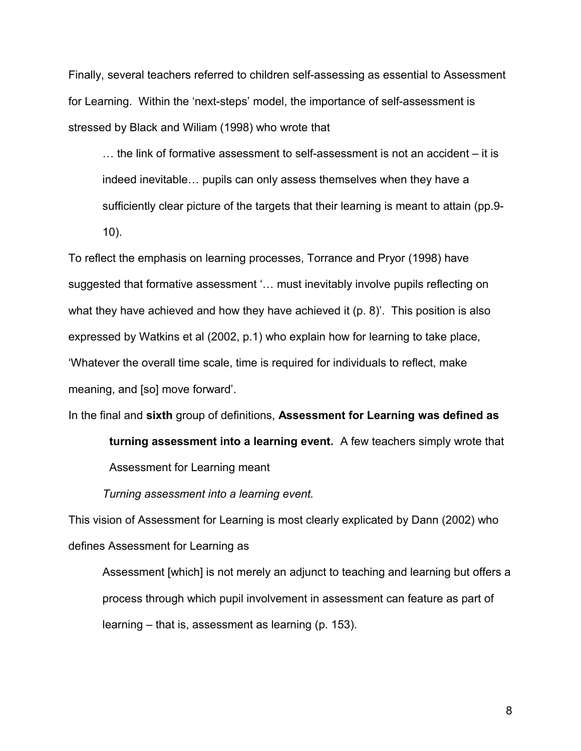Finally, several teachers referred to children self-assessing as essential to Assessment for Learning. Within the 'next-steps' model, the importance of self-assessment is stressed by Black and Wiliam (1998) who wrote that

> … the link of formative assessment to self-assessment is not an accident – it is indeed inevitable… pupils can only assess themselves when they have a sufficiently clear picture of the targets that their learning is meant to attain (pp.9-10).

To reflect the emphasis on learning processes, Torrance and Pryor (1998) have suggested that formative assessment '… must inevitably involve pupils reflecting on what they have achieved and how they have achieved it (p. 8)'. This position is also expressed by Watkins et al (2002, p.1) who explain how for learning to take place, 'Whatever the overall time scale, time is required for individuals to reflect, make meaning, and [so] move forward'.

In the final and **sixth** group of definitions, **Assessment for Learning was defined as turning assessment into a learning event.** A few teachers simply wrote that Assessment for Learning meant

> *Turning assessment into a learning event.*

This vision of Assessment for Learning is most clearly explicated by Dann (2002) who defines Assessment for Learning as

> Assessment [which] is not merely an adjunct to teaching and learning but offers a process through which pupil involvement in assessment can feature as part of learning – that is, assessment as learning (p. 153).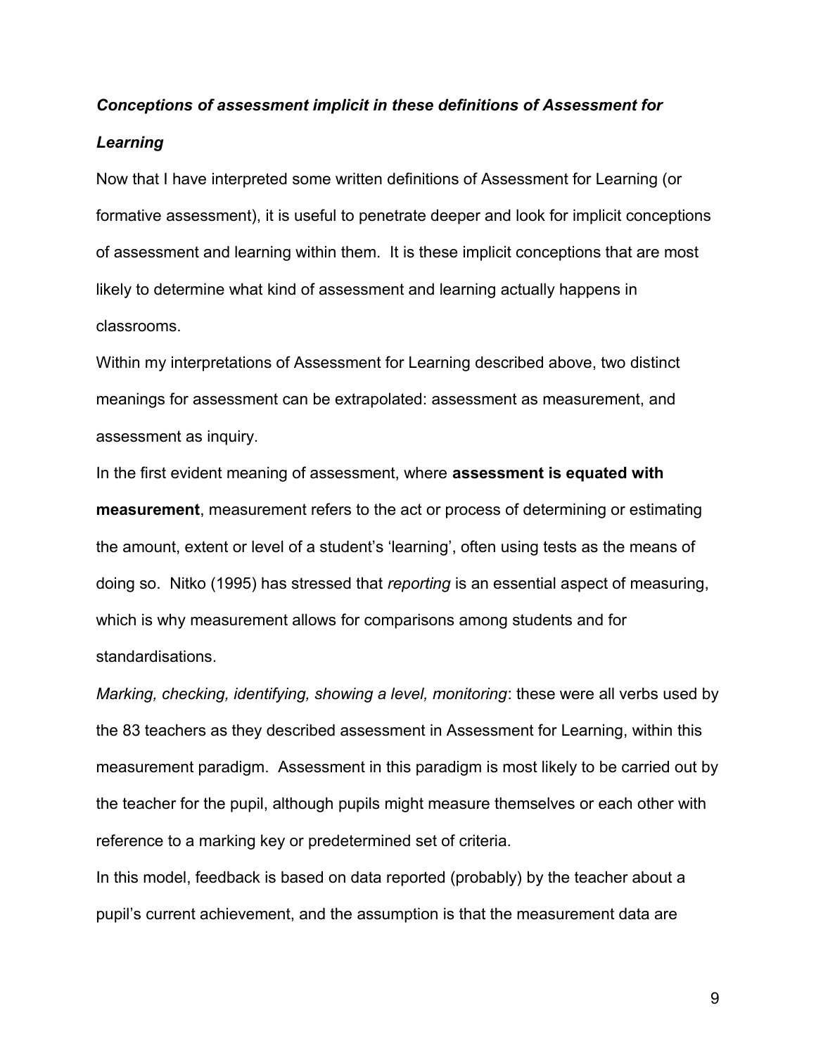### *Conceptions of assessment implicit in these definitions of Assessment for Learning*

Now that I have interpreted some written definitions of Assessment for Learning (or formative assessment), it is useful to penetrate deeper and look for implicit conceptions of assessment and learning within them. It is these implicit conceptions that are most likely to determine what kind of assessment and learning actually happens in classrooms.

Within my interpretations of Assessment for Learning described above, two distinct meanings for assessment can be extrapolated: assessment as measurement, and assessment as inquiry.

In the first evident meaning of assessment, where **assessment is equated with measurement**, measurement refers to the act or process of determining or estimating the amount, extent or level of a student's 'learning', often using tests as the means of doing so. Nitko (1995) has stressed that *reporting* is an essential aspect of measuring, which is why measurement allows for comparisons among students and for standardisations.

*Marking, checking, identifying, showing a level, monitoring*: these were all verbs used by the 83 teachers as they described assessment in Assessment for Learning, within this measurement paradigm. Assessment in this paradigm is most likely to be carried out by the teacher for the pupil, although pupils might measure themselves or each other with reference to a marking key or predetermined set of criteria.

In this model, feedback is based on data reported (probably) by the teacher about a pupil's current achievement, and the assumption is that the measurement data are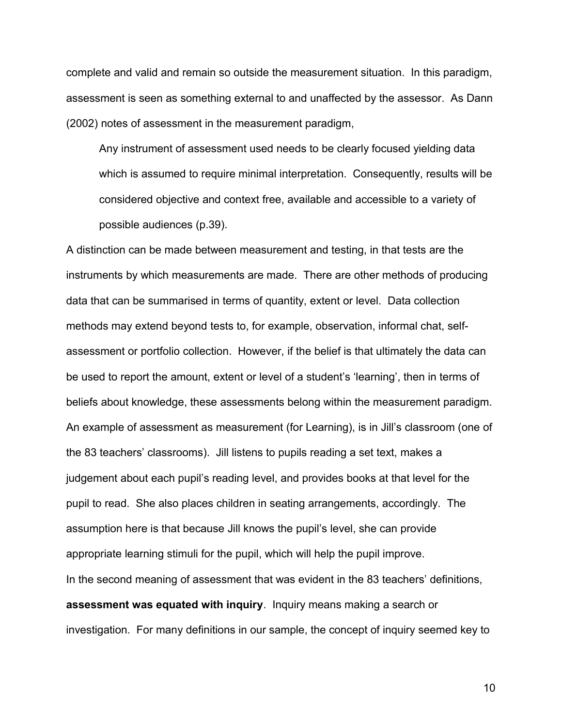complete and valid and remain so outside the measurement situation. In this paradigm, assessment is seen as something external to and unaffected by the assessor. As Dann (2002) notes of assessment in the measurement paradigm,

> Any instrument of assessment used needs to be clearly focused yielding data which is assumed to require minimal interpretation. Consequently, results will be considered objective and context free, available and accessible to a variety of possible audiences (p.39).

A distinction can be made between measurement and testing, in that tests are the instruments by which measurements are made. There are other methods of producing data that can be summarised in terms of quantity, extent or level. Data collection methods may extend beyond tests to, for example, observation, informal chat, self-assessment or portfolio collection. However, if the belief is that ultimately the data can be used to report the amount, extent or level of a student's 'learning', then in terms of beliefs about knowledge, these assessments belong within the measurement paradigm. An example of assessment as measurement (for Learning), is in Jill's classroom (one of the 83 teachers' classrooms). Jill listens to pupils reading a set text, makes a judgement about each pupil's reading level, and provides books at that level for the pupil to read. She also places children in seating arrangements, accordingly. The assumption here is that because Jill knows the pupil's level, she can provide appropriate learning stimuli for the pupil, which will help the pupil improve.

In the second meaning of assessment that was evident in the 83 teachers' definitions, **assessment was equated with inquiry**. Inquiry means making a search or investigation. For many definitions in our sample, the concept of inquiry seemed key to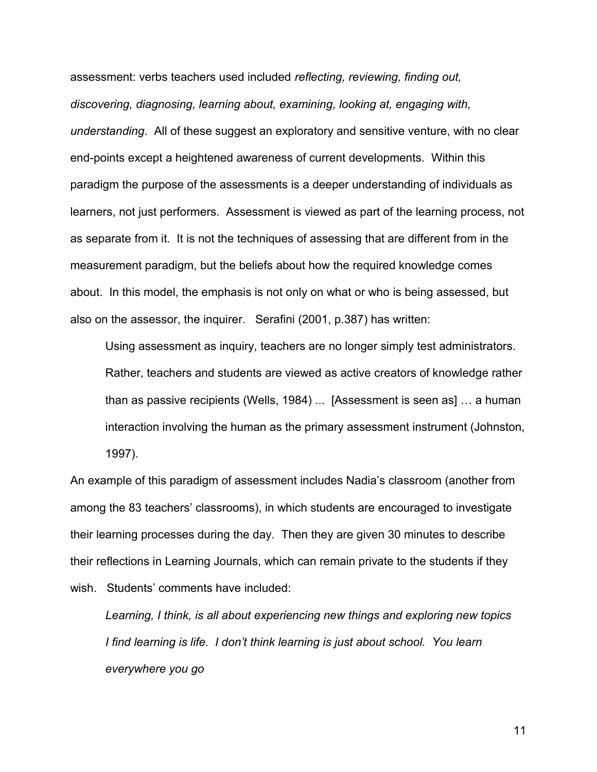assessment: verbs teachers used included *reflecting, reviewing, finding out, discovering, diagnosing, learning about, examining, looking at, engaging with, understanding*. All of these suggest an exploratory and sensitive venture, with no clear end-points except a heightened awareness of current developments. Within this paradigm the purpose of the assessments is a deeper understanding of individuals as learners, not just performers. Assessment is viewed as part of the learning process, not as separate from it. It is not the techniques of assessing that are different from in the measurement paradigm, but the beliefs about how the required knowledge comes about. In this model, the emphasis is not only on what or who is being assessed, but also on the assessor, the inquirer. Serafini (2001, p.387) has written:

> Using assessment as inquiry, teachers are no longer simply test administrators. Rather, teachers and students are viewed as active creators of knowledge rather than as passive recipients (Wells, 1984) ... [Assessment is seen as] … a human interaction involving the human as the primary assessment instrument (Johnston, 1997).

An example of this paradigm of assessment includes Nadia's classroom (another from among the 83 teachers' classrooms), in which students are encouraged to investigate their learning processes during the day. Then they are given 30 minutes to describe their reflections in Learning Journals, which can remain private to the students if they wish. Students' comments have included:

> *Learning, I think, is all about experiencing new things and exploring new topics*
>
> *I find learning is life. I don't think learning is just about school. You learn everywhere you go*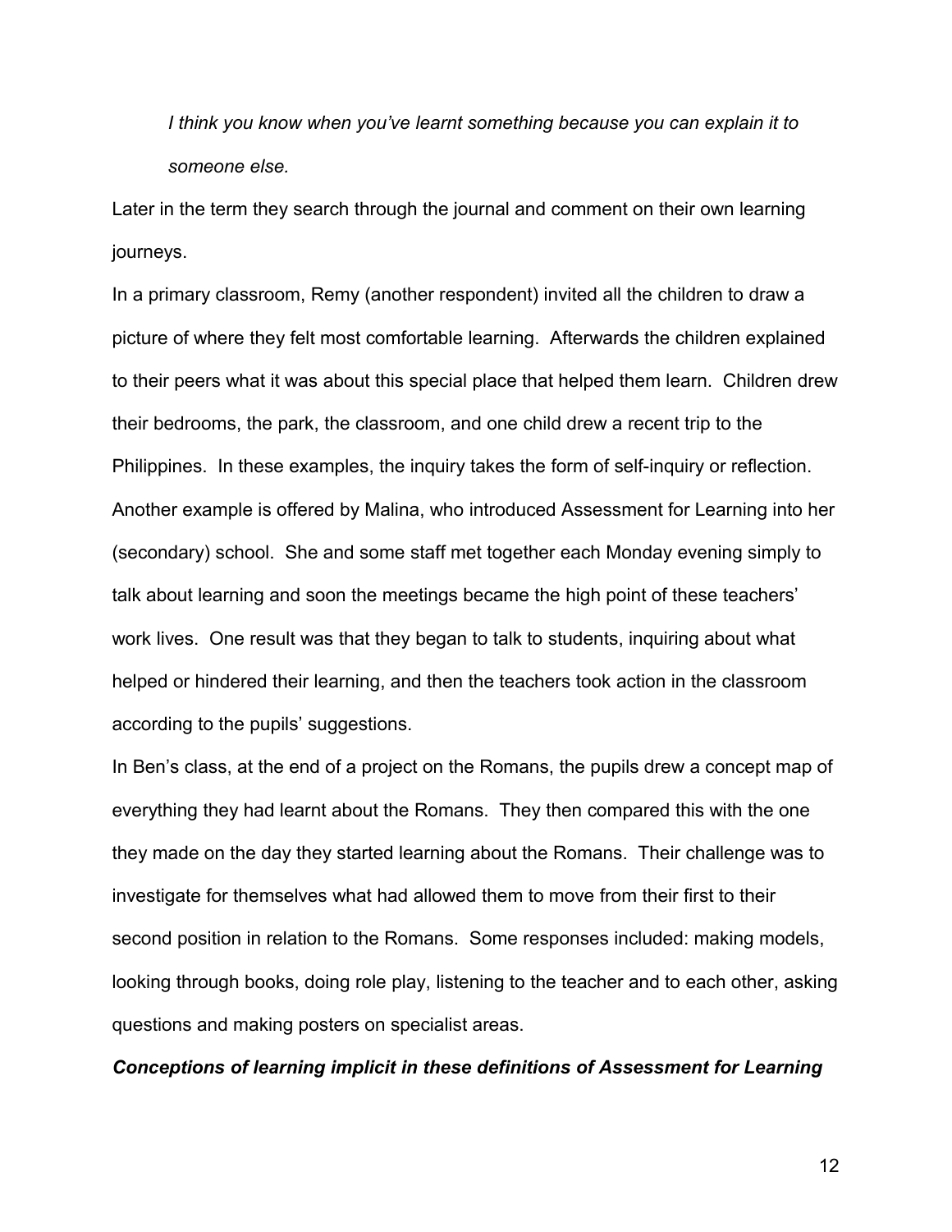*I think you know when you've learnt something because you can explain it to someone else.*

Later in the term they search through the journal and comment on their own learning journeys.

In a primary classroom, Remy (another respondent) invited all the children to draw a picture of where they felt most comfortable learning. Afterwards the children explained to their peers what it was about this special place that helped them learn. Children drew their bedrooms, the park, the classroom, and one child drew a recent trip to the Philippines. In these examples, the inquiry takes the form of self-inquiry or reflection.

Another example is offered by Malina, who introduced Assessment for Learning into her (secondary) school. She and some staff met together each Monday evening simply to talk about learning and soon the meetings became the high point of these teachers' work lives. One result was that they began to talk to students, inquiring about what helped or hindered their learning, and then the teachers took action in the classroom according to the pupils' suggestions.

In Ben's class, at the end of a project on the Romans, the pupils drew a concept map of everything they had learnt about the Romans. They then compared this with the one they made on the day they started learning about the Romans. Their challenge was to investigate for themselves what had allowed them to move from their first to their second position in relation to the Romans. Some responses included: making models, looking through books, doing role play, listening to the teacher and to each other, asking questions and making posters on specialist areas.

***Conceptions of learning implicit in these definitions of Assessment for Learning***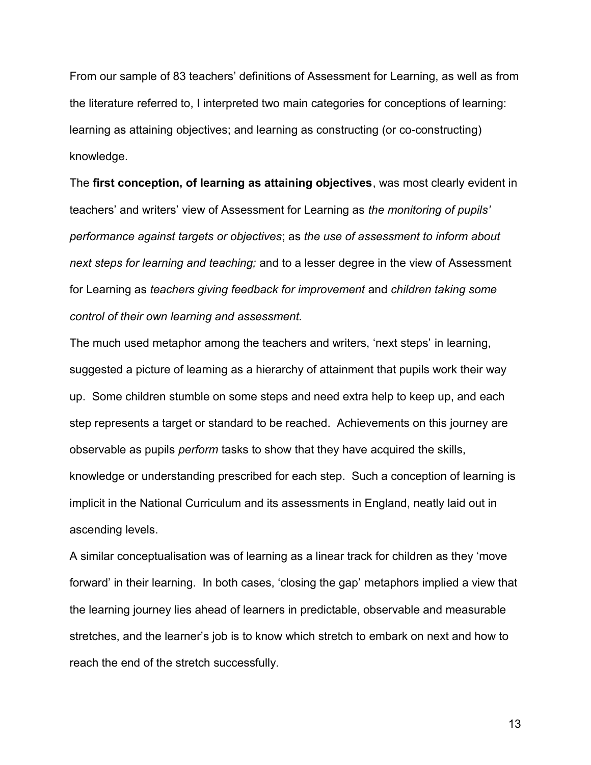From our sample of 83 teachers' definitions of Assessment for Learning, as well as from the literature referred to, I interpreted two main categories for conceptions of learning: learning as attaining objectives; and learning as constructing (or co-constructing) knowledge.

The **first conception, of learning as attaining objectives**, was most clearly evident in teachers' and writers' view of Assessment for Learning as *the monitoring of pupils' performance against targets or objectives*; as *the use of assessment to inform about next steps for learning and teaching;* and to a lesser degree in the view of Assessment for Learning as *teachers giving feedback for improvement* and *children taking some control of their own learning and assessment.*

The much used metaphor among the teachers and writers, 'next steps' in learning, suggested a picture of learning as a hierarchy of attainment that pupils work their way up. Some children stumble on some steps and need extra help to keep up, and each step represents a target or standard to be reached. Achievements on this journey are observable as pupils *perform* tasks to show that they have acquired the skills, knowledge or understanding prescribed for each step. Such a conception of learning is implicit in the National Curriculum and its assessments in England, neatly laid out in ascending levels.

A similar conceptualisation was of learning as a linear track for children as they 'move forward' in their learning. In both cases, 'closing the gap' metaphors implied a view that the learning journey lies ahead of learners in predictable, observable and measurable stretches, and the learner's job is to know which stretch to embark on next and how to reach the end of the stretch successfully.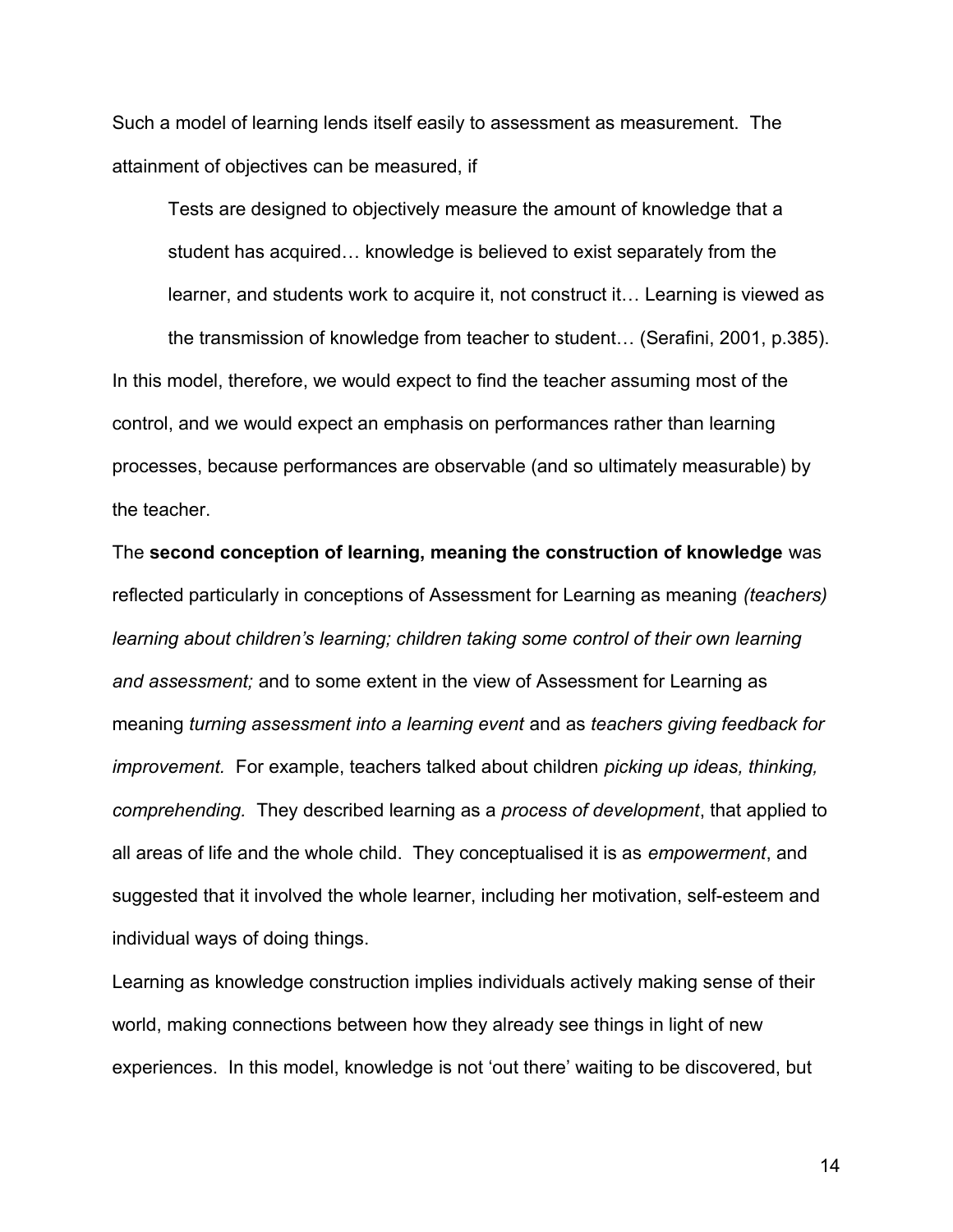Such a model of learning lends itself easily to assessment as measurement. The attainment of objectives can be measured, if

> Tests are designed to objectively measure the amount of knowledge that a student has acquired… knowledge is believed to exist separately from the learner, and students work to acquire it, not construct it… Learning is viewed as the transmission of knowledge from teacher to student… (Serafini, 2001, p.385).

In this model, therefore, we would expect to find the teacher assuming most of the control, and we would expect an emphasis on performances rather than learning processes, because performances are observable (and so ultimately measurable) by the teacher.

The **second conception of learning, meaning the construction of knowledge** was reflected particularly in conceptions of Assessment for Learning as meaning *(teachers) learning about children's learning; children taking some control of their own learning and assessment;* and to some extent in the view of Assessment for Learning as meaning *turning assessment into a learning event* and as *teachers giving feedback for improvement.* For example, teachers talked about children *picking up ideas, thinking, comprehending.* They described learning as a *process of development*, that applied to all areas of life and the whole child. They conceptualised it is as *empowerment*, and suggested that it involved the whole learner, including her motivation, self-esteem and individual ways of doing things.

Learning as knowledge construction implies individuals actively making sense of their world, making connections between how they already see things in light of new experiences. In this model, knowledge is not 'out there' waiting to be discovered, but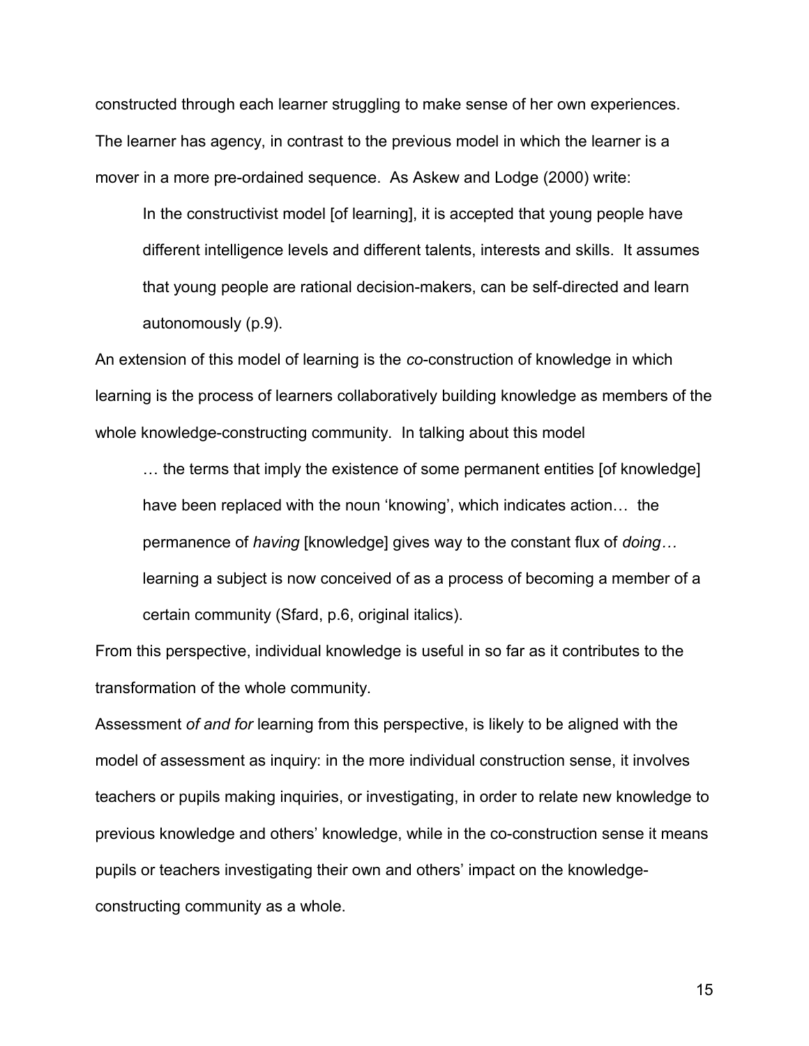constructed through each learner struggling to make sense of her own experiences. The learner has agency, in contrast to the previous model in which the learner is a mover in a more pre-ordained sequence. As Askew and Lodge (2000) write:

> In the constructivist model [of learning], it is accepted that young people have different intelligence levels and different talents, interests and skills. It assumes that young people are rational decision-makers, can be self-directed and learn autonomously (p.9).

An extension of this model of learning is the *co*-construction of knowledge in which learning is the process of learners collaboratively building knowledge as members of the whole knowledge-constructing community. In talking about this model

> … the terms that imply the existence of some permanent entities [of knowledge] have been replaced with the noun 'knowing', which indicates action… the permanence of *having* [knowledge] gives way to the constant flux of *doing…* learning a subject is now conceived of as a process of becoming a member of a certain community (Sfard, p.6, original italics).

From this perspective, individual knowledge is useful in so far as it contributes to the transformation of the whole community.

Assessment *of and for* learning from this perspective, is likely to be aligned with the model of assessment as inquiry: in the more individual construction sense, it involves teachers or pupils making inquiries, or investigating, in order to relate new knowledge to previous knowledge and others' knowledge, while in the co-construction sense it means pupils or teachers investigating their own and others' impact on the knowledge-constructing community as a whole.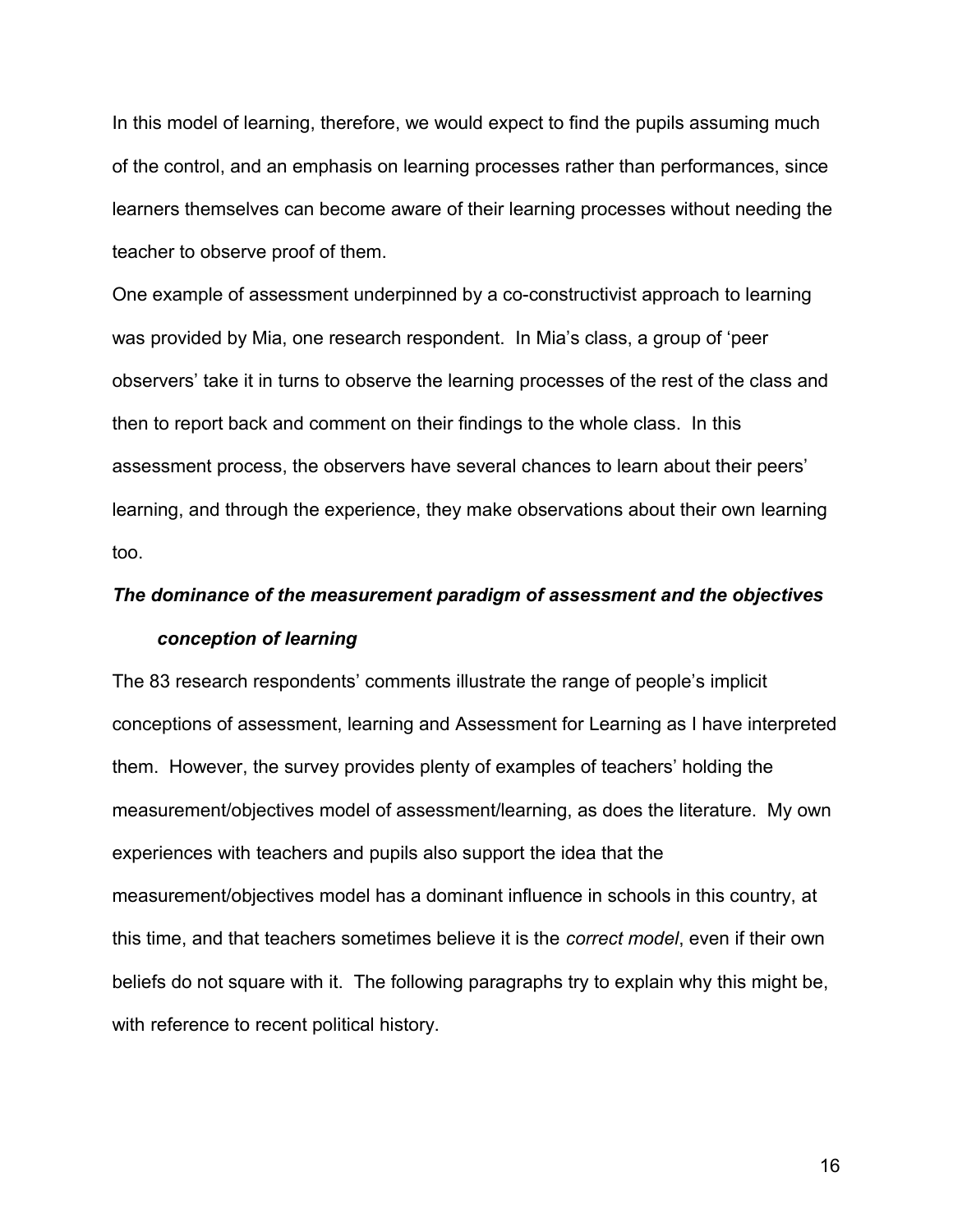In this model of learning, therefore, we would expect to find the pupils assuming much of the control, and an emphasis on learning processes rather than performances, since learners themselves can become aware of their learning processes without needing the teacher to observe proof of them.

One example of assessment underpinned by a co-constructivist approach to learning was provided by Mia, one research respondent. In Mia's class, a group of 'peer observers' take it in turns to observe the learning processes of the rest of the class and then to report back and comment on their findings to the whole class. In this assessment process, the observers have several chances to learn about their peers' learning, and through the experience, they make observations about their own learning too.

### *The dominance of the measurement paradigm of assessment and the objectives conception of learning*

The 83 research respondents' comments illustrate the range of people's implicit conceptions of assessment, learning and Assessment for Learning as I have interpreted them. However, the survey provides plenty of examples of teachers' holding the measurement/objectives model of assessment/learning, as does the literature. My own experiences with teachers and pupils also support the idea that the measurement/objectives model has a dominant influence in schools in this country, at this time, and that teachers sometimes believe it is the *correct model*, even if their own beliefs do not square with it. The following paragraphs try to explain why this might be, with reference to recent political history.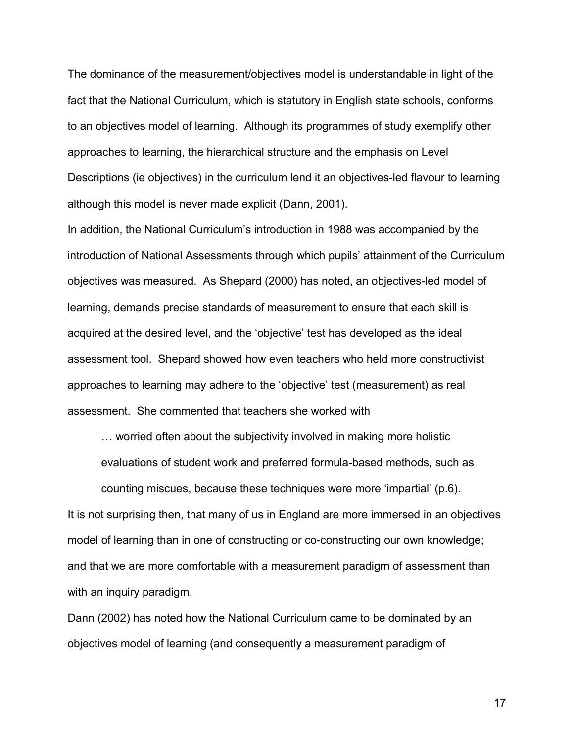The dominance of the measurement/objectives model is understandable in light of the fact that the National Curriculum, which is statutory in English state schools, conforms to an objectives model of learning. Although its programmes of study exemplify other approaches to learning, the hierarchical structure and the emphasis on Level Descriptions (ie objectives) in the curriculum lend it an objectives-led flavour to learning although this model is never made explicit (Dann, 2001).

In addition, the National Curriculum's introduction in 1988 was accompanied by the introduction of National Assessments through which pupils' attainment of the Curriculum objectives was measured. As Shepard (2000) has noted, an objectives-led model of learning, demands precise standards of measurement to ensure that each skill is acquired at the desired level, and the 'objective' test has developed as the ideal assessment tool. Shepard showed how even teachers who held more constructivist approaches to learning may adhere to the 'objective' test (measurement) as real assessment. She commented that teachers she worked with

> … worried often about the subjectivity involved in making more holistic evaluations of student work and preferred formula-based methods, such as counting miscues, because these techniques were more 'impartial' (p.6).

It is not surprising then, that many of us in England are more immersed in an objectives model of learning than in one of constructing or co-constructing our own knowledge; and that we are more comfortable with a measurement paradigm of assessment than with an inquiry paradigm.

Dann (2002) has noted how the National Curriculum came to be dominated by an objectives model of learning (and consequently a measurement paradigm of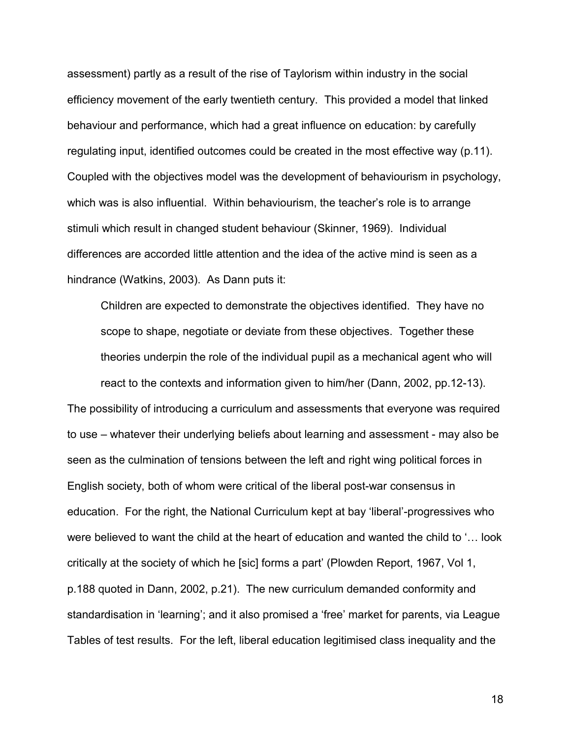assessment) partly as a result of the rise of Taylorism within industry in the social efficiency movement of the early twentieth century. This provided a model that linked behaviour and performance, which had a great influence on education: by carefully regulating input, identified outcomes could be created in the most effective way (p.11). Coupled with the objectives model was the development of behaviourism in psychology, which was is also influential. Within behaviourism, the teacher's role is to arrange stimuli which result in changed student behaviour (Skinner, 1969). Individual differences are accorded little attention and the idea of the active mind is seen as a hindrance (Watkins, 2003). As Dann puts it:

> Children are expected to demonstrate the objectives identified. They have no scope to shape, negotiate or deviate from these objectives. Together these theories underpin the role of the individual pupil as a mechanical agent who will react to the contexts and information given to him/her (Dann, 2002, pp.12-13).

The possibility of introducing a curriculum and assessments that everyone was required to use – whatever their underlying beliefs about learning and assessment - may also be seen as the culmination of tensions between the left and right wing political forces in English society, both of whom were critical of the liberal post-war consensus in education. For the right, the National Curriculum kept at bay 'liberal'-progressives who were believed to want the child at the heart of education and wanted the child to '… look critically at the society of which he [sic] forms a part' (Plowden Report, 1967, Vol 1, p.188 quoted in Dann, 2002, p.21). The new curriculum demanded conformity and standardisation in 'learning'; and it also promised a 'free' market for parents, via League Tables of test results. For the left, liberal education legitimised class inequality and the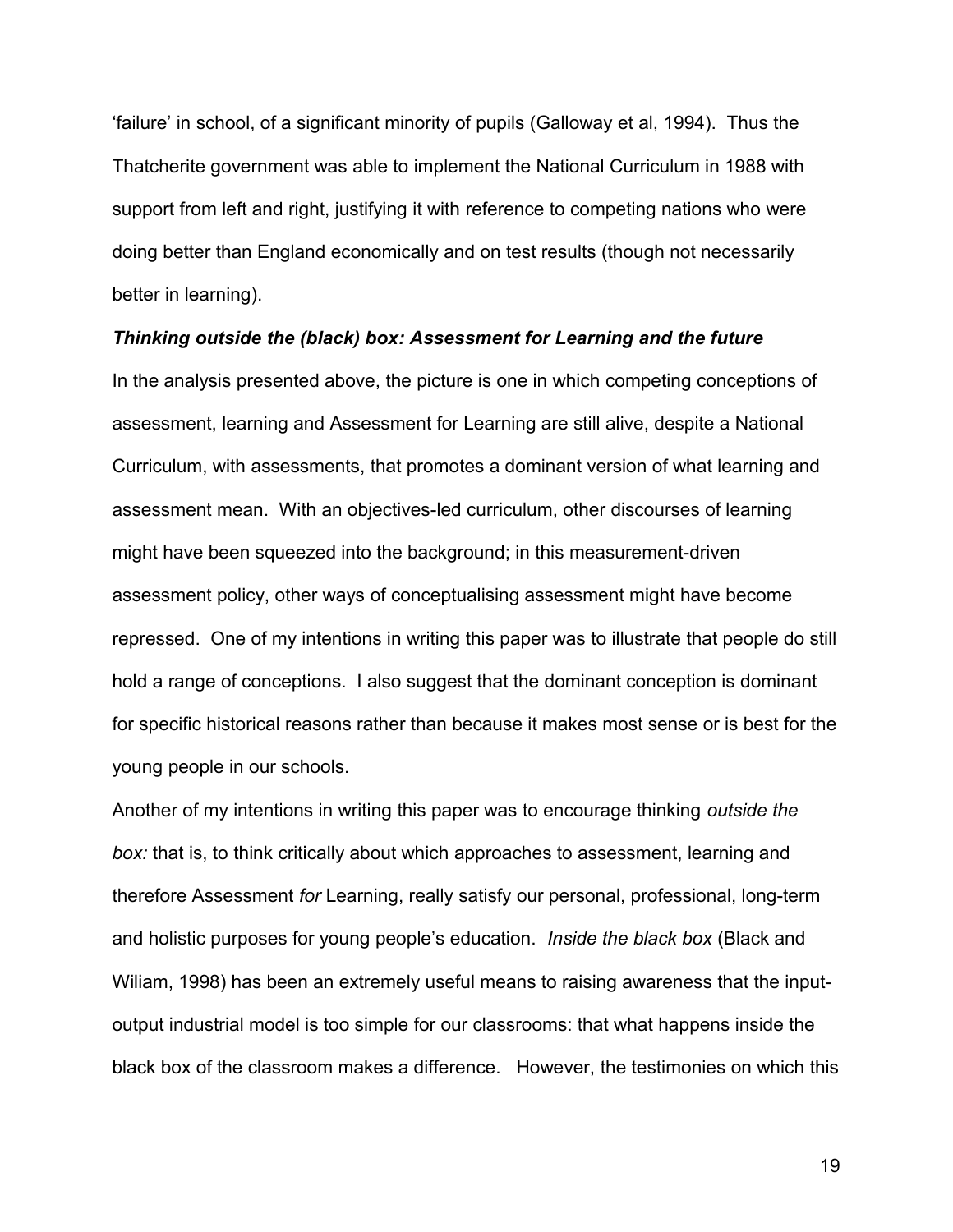'failure' in school, of a significant minority of pupils (Galloway et al, 1994). Thus the Thatcherite government was able to implement the National Curriculum in 1988 with support from left and right, justifying it with reference to competing nations who were doing better than England economically and on test results (though not necessarily better in learning).

***Thinking outside the (black) box: Assessment for Learning and the future***

In the analysis presented above, the picture is one in which competing conceptions of assessment, learning and Assessment for Learning are still alive, despite a National Curriculum, with assessments, that promotes a dominant version of what learning and assessment mean. With an objectives-led curriculum, other discourses of learning might have been squeezed into the background; in this measurement-driven assessment policy, other ways of conceptualising assessment might have become repressed. One of my intentions in writing this paper was to illustrate that people do still hold a range of conceptions. I also suggest that the dominant conception is dominant for specific historical reasons rather than because it makes most sense or is best for the young people in our schools.

Another of my intentions in writing this paper was to encourage thinking *outside the box:* that is, to think critically about which approaches to assessment, learning and therefore Assessment *for* Learning, really satisfy our personal, professional, long-term and holistic purposes for young people's education. *Inside the black box* (Black and Wiliam, 1998) has been an extremely useful means to raising awareness that the input-output industrial model is too simple for our classrooms: that what happens inside the black box of the classroom makes a difference. However, the testimonies on which this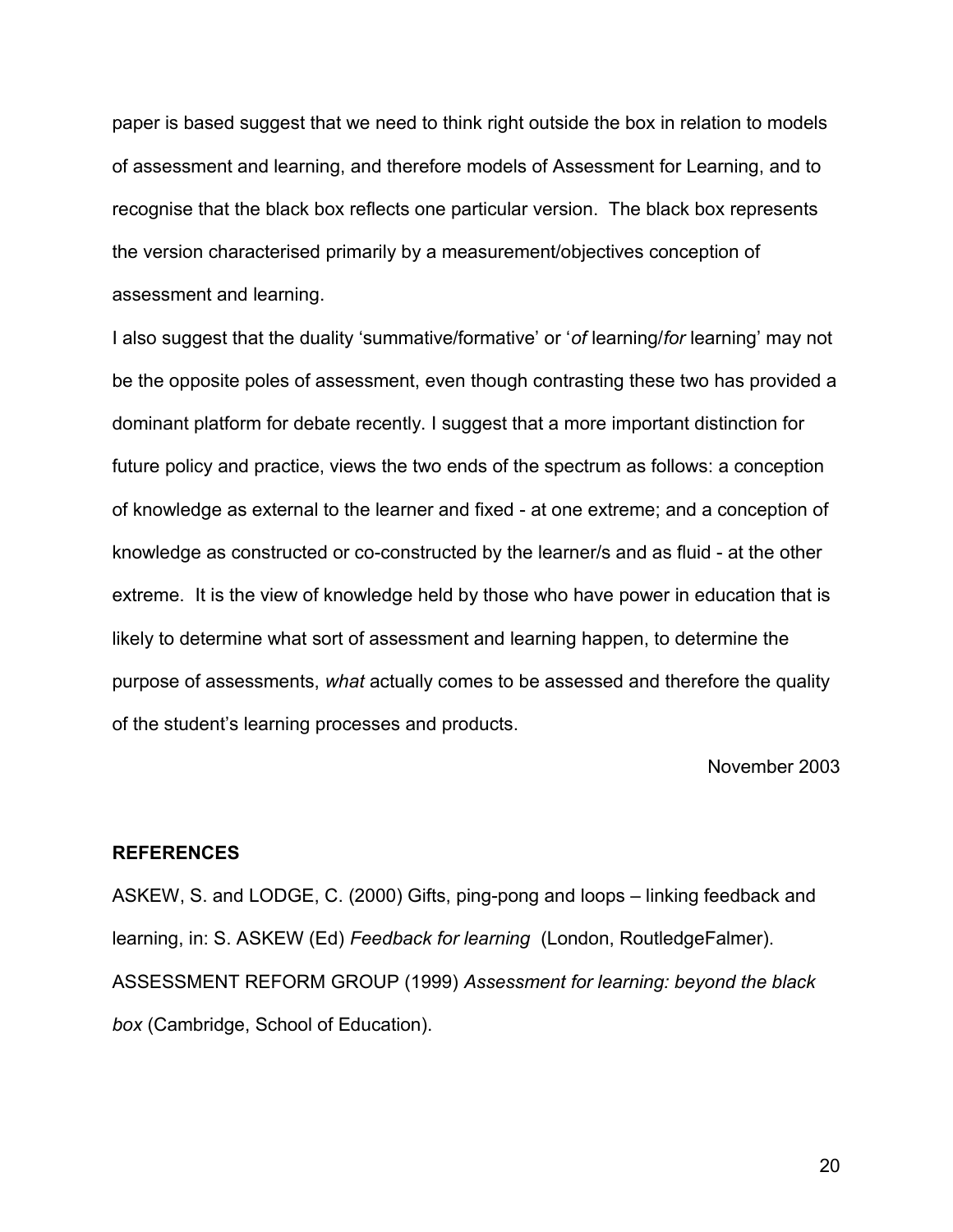paper is based suggest that we need to think right outside the box in relation to models of assessment and learning, and therefore models of Assessment for Learning, and to recognise that the black box reflects one particular version. The black box represents the version characterised primarily by a measurement/objectives conception of assessment and learning.

I also suggest that the duality 'summative/formative' or '*of* learning/*for* learning' may not be the opposite poles of assessment, even though contrasting these two has provided a dominant platform for debate recently. I suggest that a more important distinction for future policy and practice, views the two ends of the spectrum as follows: a conception of knowledge as external to the learner and fixed - at one extreme; and a conception of knowledge as constructed or co-constructed by the learner/s and as fluid - at the other extreme. It is the view of knowledge held by those who have power in education that is likely to determine what sort of assessment and learning happen, to determine the purpose of assessments, *what* actually comes to be assessed and therefore the quality of the student's learning processes and products.

November 2003

**REFERENCES**

ASKEW, S. and LODGE, C. (2000) Gifts, ping-pong and loops – linking feedback and learning, in: S. ASKEW (Ed) *Feedback for learning* (London, RoutledgeFalmer).

ASSESSMENT REFORM GROUP (1999) *Assessment for learning: beyond the black box* (Cambridge, School of Education).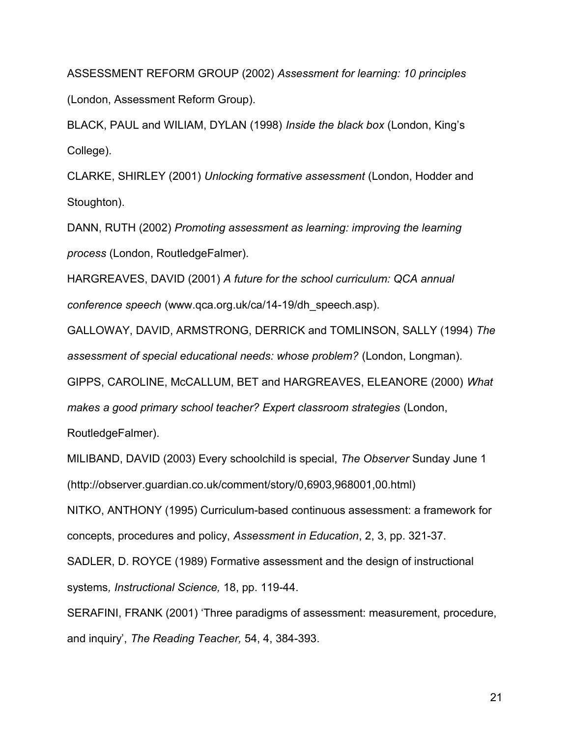ASSESSMENT REFORM GROUP (2002) *Assessment for learning: 10 principles* (London, Assessment Reform Group).

BLACK, PAUL and WILIAM, DYLAN (1998) *Inside the black box* (London, King's College).

CLARKE, SHIRLEY (2001) *Unlocking formative assessment* (London, Hodder and Stoughton).

DANN, RUTH (2002) *Promoting assessment as learning: improving the learning process* (London, RoutledgeFalmer).

HARGREAVES, DAVID (2001) *A future for the school curriculum: QCA annual conference speech* (www.qca.org.uk/ca/14-19/dh_speech.asp).

GALLOWAY, DAVID, ARMSTRONG, DERRICK and TOMLINSON, SALLY (1994) *The assessment of special educational needs: whose problem?* (London, Longman).

GIPPS, CAROLINE, McCALLUM, BET and HARGREAVES, ELEANORE (2000) *What makes a good primary school teacher? Expert classroom strategies* (London, RoutledgeFalmer).

MILIBAND, DAVID (2003) Every schoolchild is special, *The Observer* Sunday June 1 (http://observer.guardian.co.uk/comment/story/0,6903,968001,00.html)

NITKO, ANTHONY (1995) Curriculum-based continuous assessment: a framework for concepts, procedures and policy, *Assessment in Education*, 2, 3, pp. 321-37.

SADLER, D. ROYCE (1989) Formative assessment and the design of instructional systems*, Instructional Science,* 18, pp. 119-44.

SERAFINI, FRANK (2001) 'Three paradigms of assessment: measurement, procedure, and inquiry', *The Reading Teacher,* 54, 4, 384-393.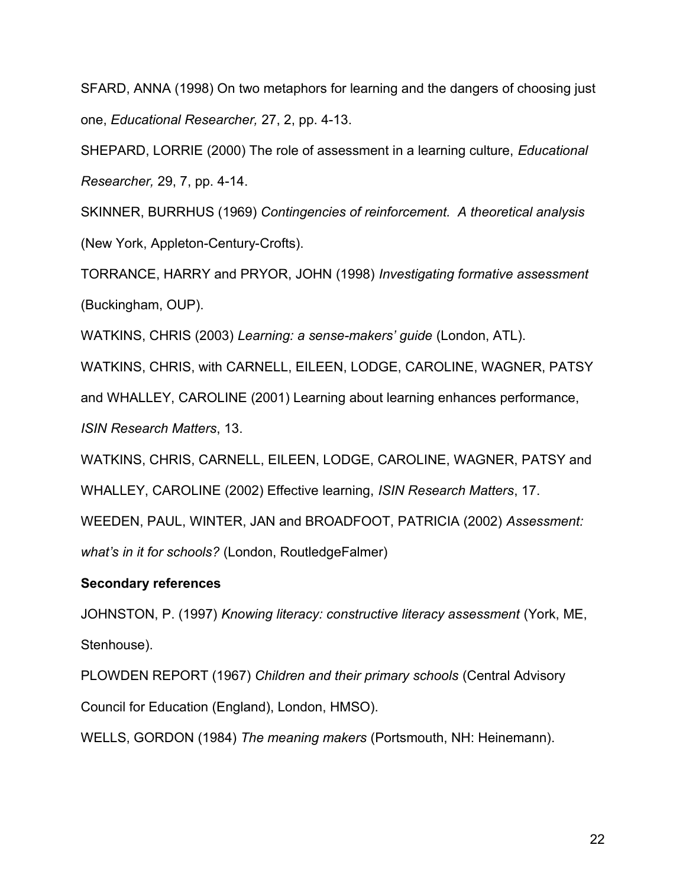SFARD, ANNA (1998) On two metaphors for learning and the dangers of choosing just one, *Educational Researcher,* 27, 2, pp. 4-13.

SHEPARD, LORRIE (2000) The role of assessment in a learning culture, *Educational Researcher,* 29, 7, pp. 4-14.

SKINNER, BURRHUS (1969) *Contingencies of reinforcement. A theoretical analysis* (New York, Appleton-Century-Crofts).

TORRANCE, HARRY and PRYOR, JOHN (1998) *Investigating formative assessment* (Buckingham, OUP).

WATKINS, CHRIS (2003) *Learning: a sense-makers' guide* (London, ATL).

WATKINS, CHRIS, with CARNELL, EILEEN, LODGE, CAROLINE, WAGNER, PATSY and WHALLEY, CAROLINE (2001) Learning about learning enhances performance, *ISIN Research Matters*, 13.

WATKINS, CHRIS, CARNELL, EILEEN, LODGE, CAROLINE, WAGNER, PATSY and WHALLEY, CAROLINE (2002) Effective learning, *ISIN Research Matters*, 17.

WEEDEN, PAUL, WINTER, JAN and BROADFOOT, PATRICIA (2002) *Assessment: what's in it for schools?* (London, RoutledgeFalmer)

**Secondary references**

JOHNSTON, P. (1997) *Knowing literacy: constructive literacy assessment* (York, ME, Stenhouse).

PLOWDEN REPORT (1967) *Children and their primary schools* (Central Advisory Council for Education (England), London, HMSO).

WELLS, GORDON (1984) *The meaning makers* (Portsmouth, NH: Heinemann).